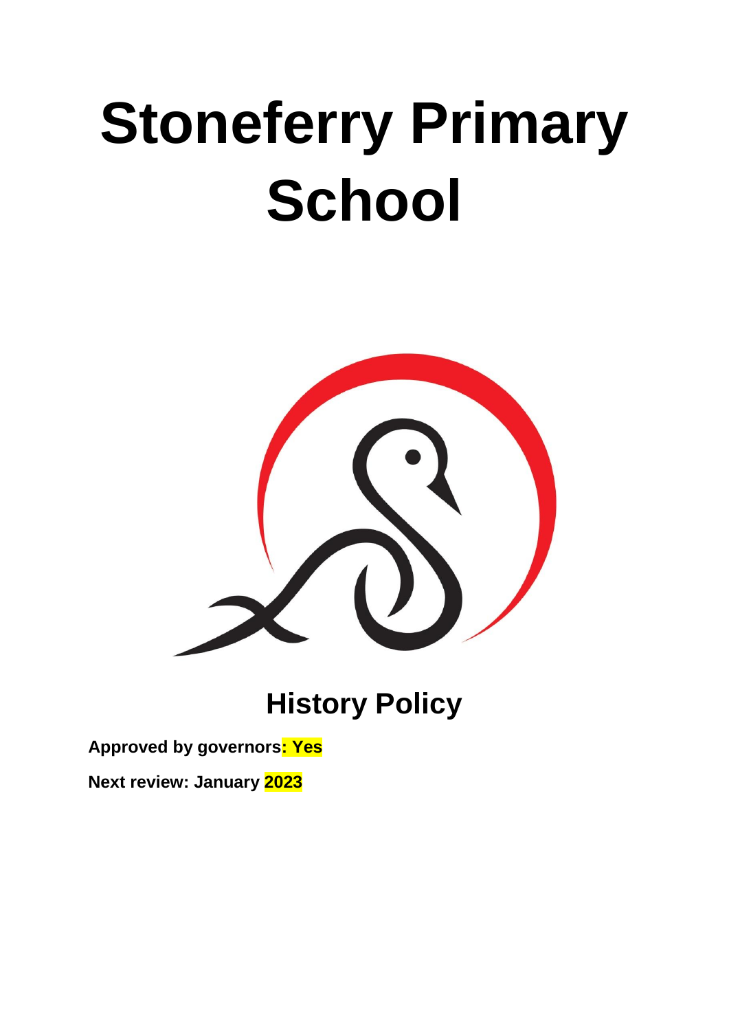# Stoneferry Primary School

## History Policy

**Approved by governors: Yes**

**Next review: January 2023**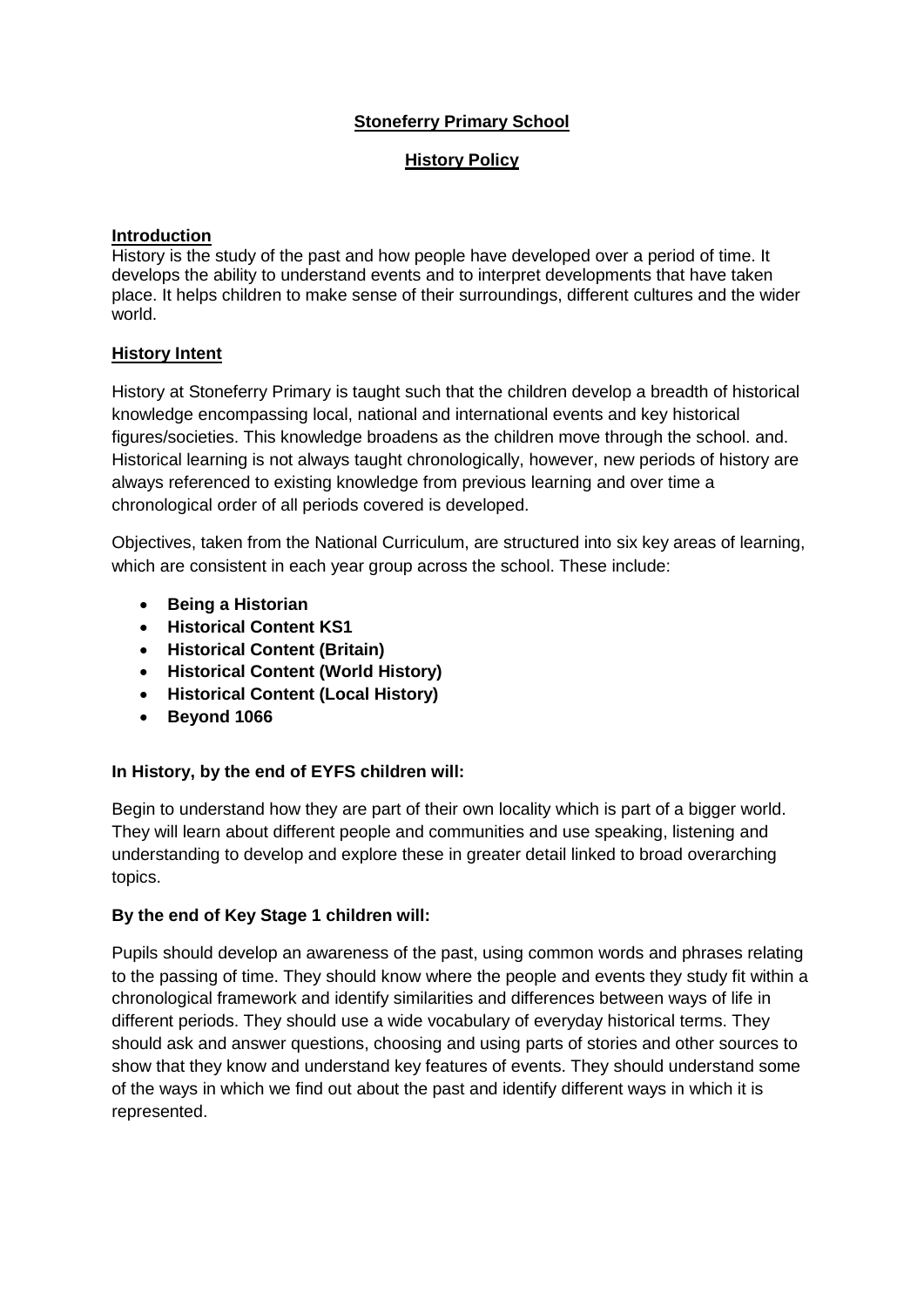**Stoneferry Primary School**

**History Policy**

## Introduction

History is the study of the past and how people have developed over a period of time. It develops the ability to understand events and to interpret developments that have taken place. It helps children to make sense of their surroundings, different cultures and the wider world.

## History Intent

History at Stoneferry Primary is taught such that the children develop a breadth of historical knowledge encompassing local, national and international events and key historical figures/societies. This knowledge broadens as the children move through the school. and. Historical learning is not always taught chronologically, however, new periods of history are always referenced to existing knowledge from previous learning and over time a chronological order of all periods covered is developed.

Objectives, taken from the National Curriculum, are structured into six key areas of learning, which are consistent in each year group across the school. These include:

- **Being a Historian**
- **Historical Content KS1**
- **Historical Content (Britain)**
- **Historical Content (World History)**
- **Historical Content (Local History)**
- **Beyond 1066**

**In History, by the end of EYFS children will:**

Begin to understand how they are part of their own locality which is part of a bigger world. They will learn about different people and communities and use speaking, listening and understanding to develop and explore these in greater detail linked to broad overarching topics.

**By the end of Key Stage 1 children will:**

Pupils should develop an awareness of the past, using common words and phrases relating to the passing of time. They should know where the people and events they study fit within a chronological framework and identify similarities and differences between ways of life in different periods. They should use a wide vocabulary of everyday historical terms. They should ask and answer questions, choosing and using parts of stories and other sources to show that they know and understand key features of events. They should understand some of the ways in which we find out about the past and identify different ways in which it is represented.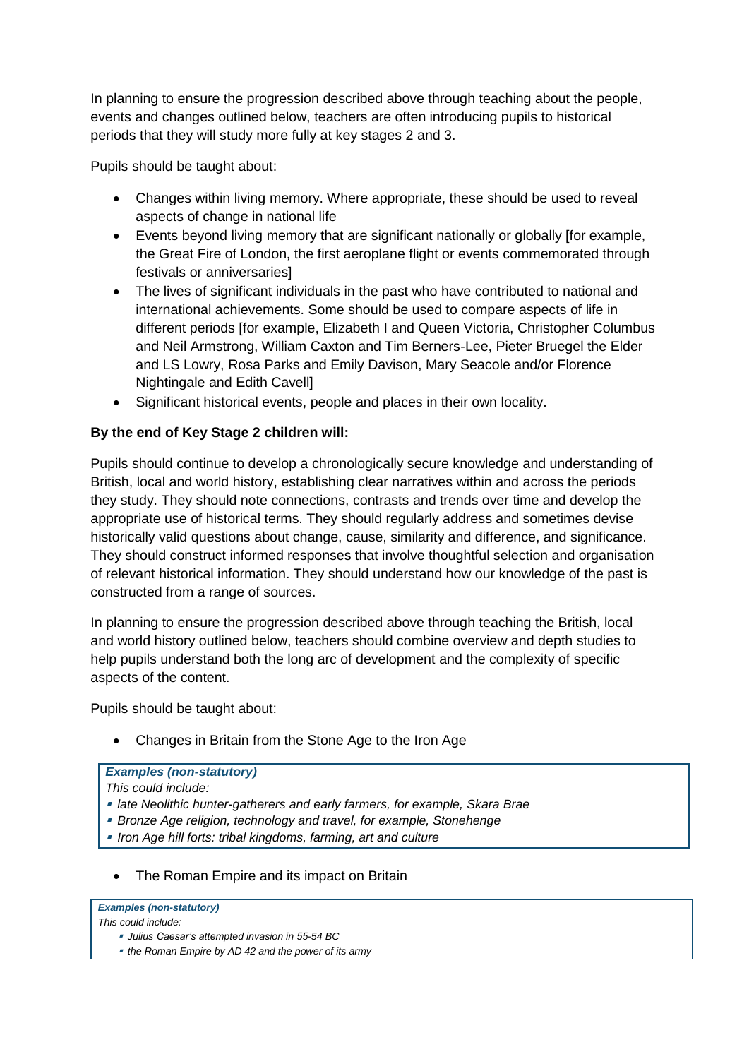In planning to ensure the progression described above through teaching about the people, events and changes outlined below, teachers are often introducing pupils to historical periods that they will study more fully at key stages 2 and 3.

Pupils should be taught about:

- Changes within living memory. Where appropriate, these should be used to reveal aspects of change in national life
- Events beyond living memory that are significant nationally or globally [for example, the Great Fire of London, the first aeroplane flight or events commemorated through festivals or anniversaries]
- The lives of significant individuals in the past who have contributed to national and international achievements. Some should be used to compare aspects of life in different periods [for example, Elizabeth I and Queen Victoria, Christopher Columbus and Neil Armstrong, William Caxton and Tim Berners-Lee, Pieter Bruegel the Elder and LS Lowry, Rosa Parks and Emily Davison, Mary Seacole and/or Florence Nightingale and Edith Cavell]
- Significant historical events, people and places in their own locality.

**By the end of Key Stage 2 children will:**

Pupils should continue to develop a chronologically secure knowledge and understanding of British, local and world history, establishing clear narratives within and across the periods they study. They should note connections, contrasts and trends over time and develop the appropriate use of historical terms. They should regularly address and sometimes devise historically valid questions about change, cause, similarity and difference, and significance. They should construct informed responses that involve thoughtful selection and organisation of relevant historical information. They should understand how our knowledge of the past is constructed from a range of sources.

In planning to ensure the progression described above through teaching the British, local and world history outlined below, teachers should combine overview and depth studies to help pupils understand both the long arc of development and the complexity of specific aspects of the content.

Pupils should be taught about:

- Changes in Britain from the Stone Age to the Iron Age

> ***Examples (non-statutory)***
> *This could include:*
> - *late Neolithic hunter-gatherers and early farmers, for example, Skara Brae*
> - *Bronze Age religion, technology and travel, for example, Stonehenge*
> - *Iron Age hill forts: tribal kingdoms, farming, art and culture*

- The Roman Empire and its impact on Britain

> ***Examples (non-statutory)***
> *This could include:*
> - *Julius Caesar's attempted invasion in 55-54 BC*
> - *the Roman Empire by AD 42 and the power of its army*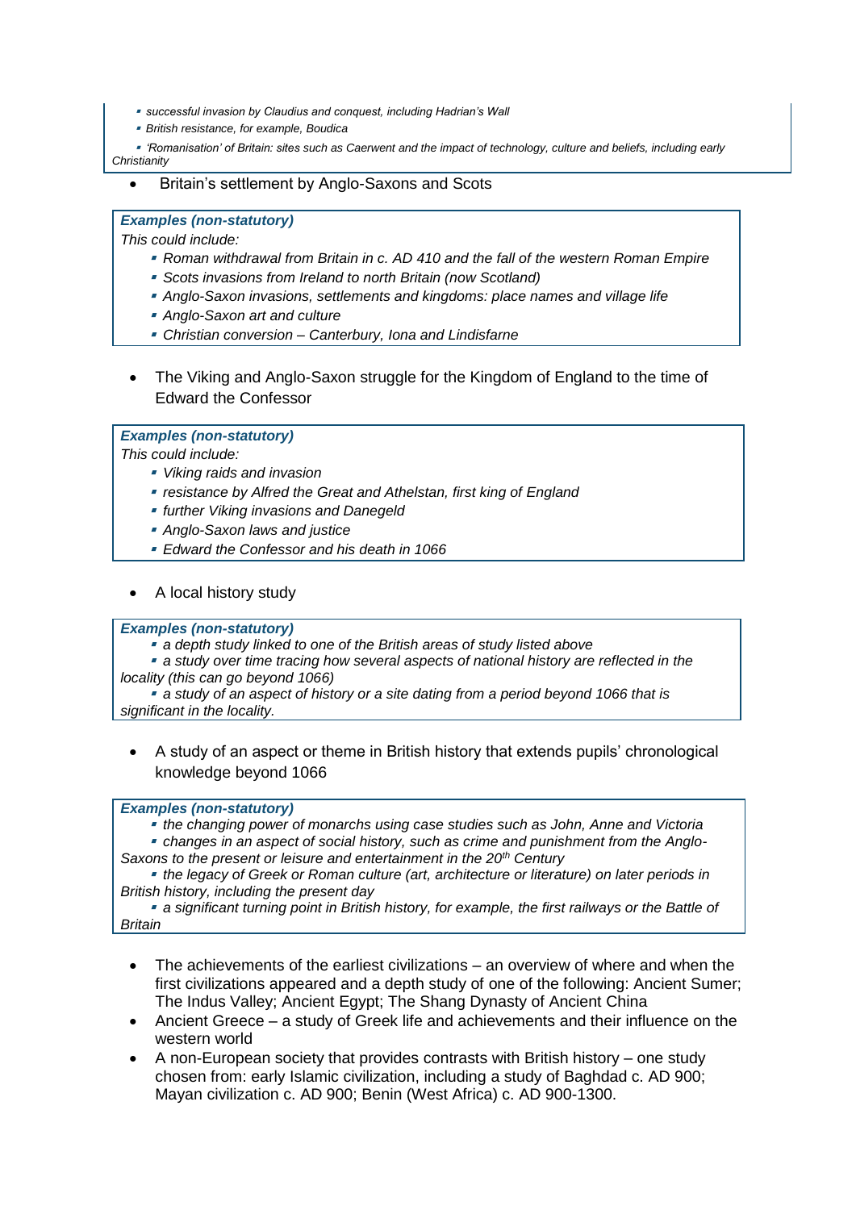- *successful invasion by Claudius and conquest, including Hadrian's Wall*
- *British resistance, for example, Boudica*
- *'Romanisation' of Britain: sites such as Caerwent and the impact of technology, culture and beliefs, including early Christianity*

- Britain's settlement by Anglo-Saxons and Scots

***Examples (non-statutory)***

*This could include:*

- *Roman withdrawal from Britain in c. AD 410 and the fall of the western Roman Empire*
- *Scots invasions from Ireland to north Britain (now Scotland)*
- *Anglo-Saxon invasions, settlements and kingdoms: place names and village life*
- *Anglo-Saxon art and culture*
- *Christian conversion – Canterbury, Iona and Lindisfarne*

- The Viking and Anglo-Saxon struggle for the Kingdom of England to the time of Edward the Confessor

***Examples (non-statutory)***

*This could include:*

- *Viking raids and invasion*
- *resistance by Alfred the Great and Athelstan, first king of England*
- *further Viking invasions and Danegeld*
- *Anglo-Saxon laws and justice*
- *Edward the Confessor and his death in 1066*

- A local history study

***Examples (non-statutory)***

- *a depth study linked to one of the British areas of study listed above*
- *a study over time tracing how several aspects of national history are reflected in the locality (this can go beyond 1066)*
- *a study of an aspect of history or a site dating from a period beyond 1066 that is significant in the locality.*

- A study of an aspect or theme in British history that extends pupils' chronological knowledge beyond 1066

***Examples (non-statutory)***

- *the changing power of monarchs using case studies such as John, Anne and Victoria*
- *changes in an aspect of social history, such as crime and punishment from the Anglo-Saxons to the present or leisure and entertainment in the 20th Century*
- *the legacy of Greek or Roman culture (art, architecture or literature) on later periods in British history, including the present day*
- *a significant turning point in British history, for example, the first railways or the Battle of Britain*

- The achievements of the earliest civilizations – an overview of where and when the first civilizations appeared and a depth study of one of the following: Ancient Sumer; The Indus Valley; Ancient Egypt; The Shang Dynasty of Ancient China
- Ancient Greece – a study of Greek life and achievements and their influence on the western world
- A non-European society that provides contrasts with British history – one study chosen from: early Islamic civilization, including a study of Baghdad c. AD 900; Mayan civilization c. AD 900; Benin (West Africa) c. AD 900-1300.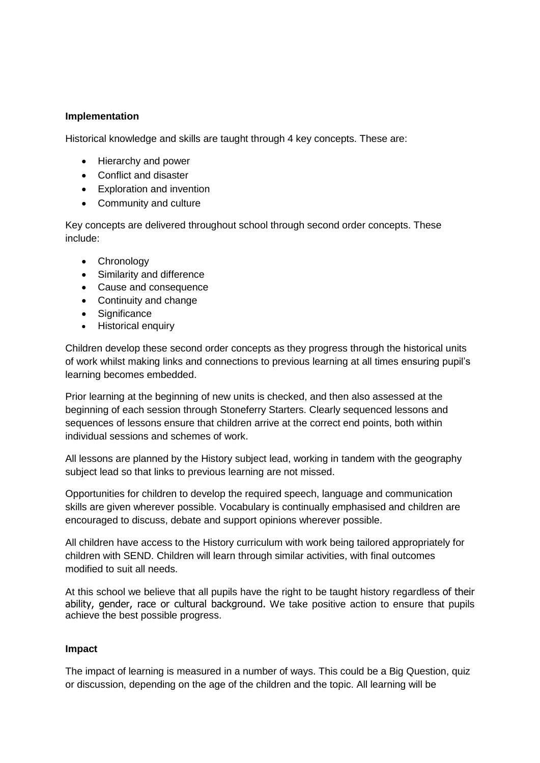**Implementation**

Historical knowledge and skills are taught through 4 key concepts. These are:

- Hierarchy and power
- Conflict and disaster
- Exploration and invention
- Community and culture

Key concepts are delivered throughout school through second order concepts. These include:

- Chronology
- Similarity and difference
- Cause and consequence
- Continuity and change
- Significance
- Historical enquiry

Children develop these second order concepts as they progress through the historical units of work whilst making links and connections to previous learning at all times ensuring pupil's learning becomes embedded.

Prior learning at the beginning of new units is checked, and then also assessed at the beginning of each session through Stoneferry Starters. Clearly sequenced lessons and sequences of lessons ensure that children arrive at the correct end points, both within individual sessions and schemes of work.

All lessons are planned by the History subject lead, working in tandem with the geography subject lead so that links to previous learning are not missed.

Opportunities for children to develop the required speech, language and communication skills are given wherever possible. Vocabulary is continually emphasised and children are encouraged to discuss, debate and support opinions wherever possible.

All children have access to the History curriculum with work being tailored appropriately for children with SEND. Children will learn through similar activities, with final outcomes modified to suit all needs.

At this school we believe that all pupils have the right to be taught history regardless of their ability, gender, race or cultural background. We take positive action to ensure that pupils achieve the best possible progress.

**Impact**

The impact of learning is measured in a number of ways. This could be a Big Question, quiz or discussion, depending on the age of the children and the topic. All learning will be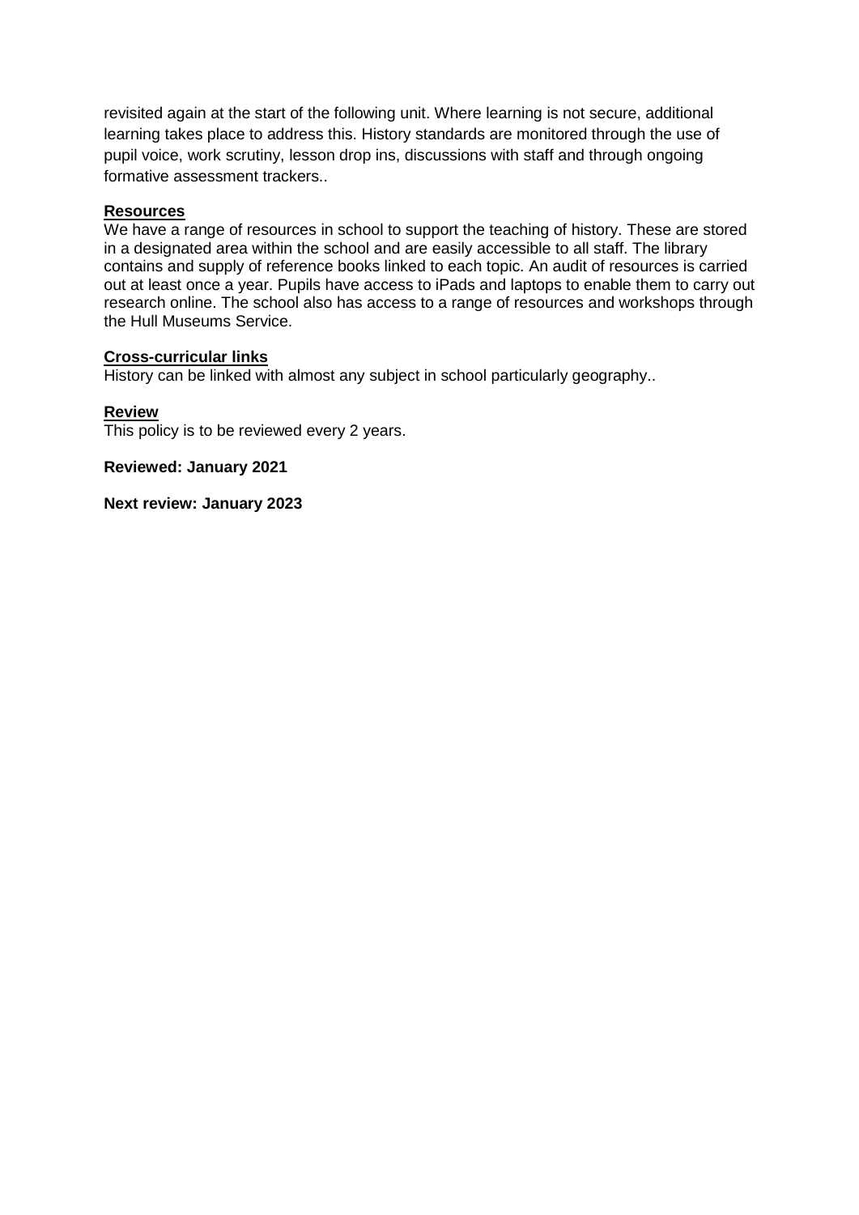revisited again at the start of the following unit. Where learning is not secure, additional learning takes place to address this. History standards are monitored through the use of pupil voice, work scrutiny, lesson drop ins, discussions with staff and through ongoing formative assessment trackers..

## Resources

We have a range of resources in school to support the teaching of history. These are stored in a designated area within the school and are easily accessible to all staff. The library contains and supply of reference books linked to each topic. An audit of resources is carried out at least once a year. Pupils have access to iPads and laptops to enable them to carry out research online. The school also has access to a range of resources and workshops through the Hull Museums Service.

## Cross-curricular links

History can be linked with almost any subject in school particularly geography..

## Review

This policy is to be reviewed every 2 years.

**Reviewed: January 2021**

**Next review: January 2023**